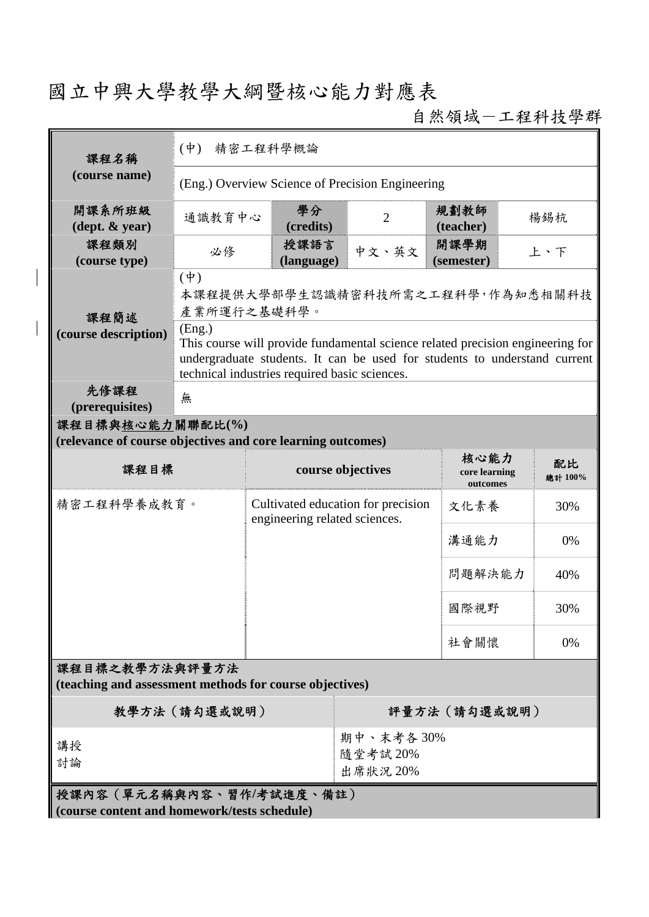# 國立中興大學教學大綱暨核心能力對應表

自然領域－工程科技學群

| 課程名稱 (course name) | (中) 精密工程科學概論 | | | | |
|---|---|---|---|---|---|
| | (Eng.) Overview Science of Precision Engineering | | | | |
| 開課系所班級 (dept. & year) | 通識教育中心 | 學分 (credits) | 2 | 規劃教師 (teacher) | 楊錫杭 |
| 課程類別 (course type) | 必修 | 授課語言 (language) | 中文、英文 | 開課學期 (semester) | 上、下 |
| 課程簡述 (course description) | (中) 本課程提供大學部學生認識精密科技所需之工程科學，作為知悉相關科技產業所運行之基礎科學。 | | | | |
| | (Eng.) This course will provide fundamental science related precision engineering for undergraduate students. It can be used for students to understand current technical industries required basic sciences. | | | | |
| 先修課程 (prerequisites) | 無 | | | | |

**課程目標與核心能力關聯配比(%)**
**(relevance of course objectives and core learning outcomes)**

| 課程目標 | course objectives | 核心能力 core learning outcomes | 配比 總計 100% |
|---|---|---|---|
| 精密工程科學養成教育。 | Cultivated education for precision engineering related sciences. | 文化素養 | 30% |
| | | 溝通能力 | 0% |
| | | 問題解決能力 | 40% |
| | | 國際視野 | 30% |
| | | 社會關懷 | 0% |

**課程目標之教學方法與評量方法**
**(teaching and assessment methods for course objectives)**

| 教學方法（請勾選或說明） | 評量方法（請勾選或說明） |
|---|---|
| 講授<br>討論 | 期中、末考各 30%<br>隨堂考試 20%<br>出席狀況 20% |

**授課內容（單元名稱與內容、習作/考試進度、備註）**
**(course content and homework/tests schedule)**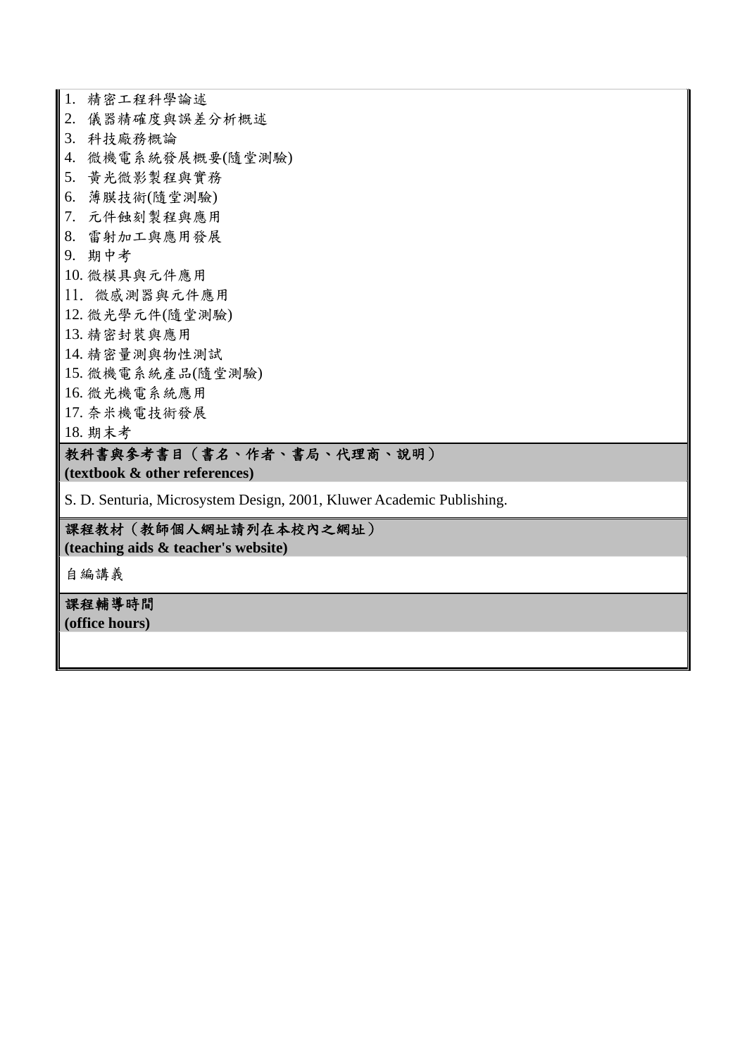1. 精密工程科學論述
2. 儀器精確度與誤差分析概述
3. 科技廠務概論
4. 微機電系統發展概要(隨堂測驗)
5. 黃光微影製程與實務
6. 薄膜技術(隨堂測驗)
7. 元件蝕刻製程與應用
8. 雷射加工與應用發展
9. 期中考
10. 微模具與元件應用
11. 微感測器與元件應用
12. 微光學元件(隨堂測驗)
13. 精密封裝與應用
14. 精密量測與物性測試
15. 微機電系統產品(隨堂測驗)
16. 微光機電系統應用
17. 奈米機電技術發展
18. 期末考

**教科書與參考書目（書名、作者、書局、代理商、說明）**
**(textbook & other references)**

S. D. Senturia, Microsystem Design, 2001, Kluwer Academic Publishing.

**課程教材（教師個人網址請列在本校內之網址）**
**(teaching aids & teacher's website)**

自編講義

**課程輔導時間**
**(office hours)**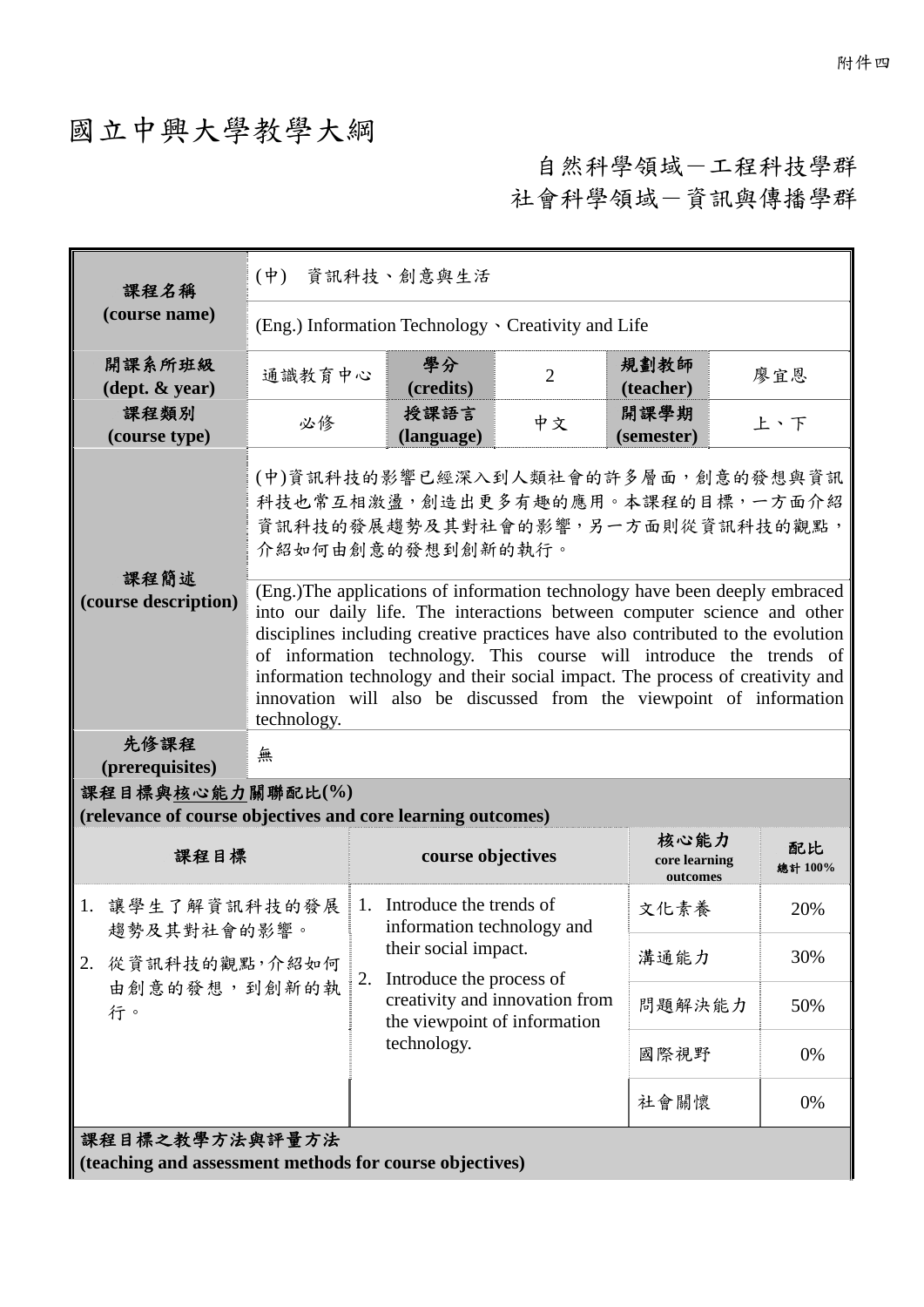附件四

# 國立中興大學教學大綱

自然科學領域－工程科技學群
社會科學領域－資訊與傳播學群

| 課程名稱 (course name) | (中) 資訊科技、創意與生活 | | | | |
|---|---|---|---|---|---|
| | (Eng.) Information Technology、Creativity and Life | | | | |
| 開課系所班級 (dept. & year) | 通識教育中心 | 學分 (credits) | 2 | 規劃教師 (teacher) | 廖宜恩 |
| 課程類別 (course type) | 必修 | 授課語言 (language) | 中文 | 開課學期 (semester) | 上、下 |
| 課程簡述 (course description) | (中)資訊科技的影響已經深入到人類社會的許多層面，創意的發想與資訊科技也常互相激盪，創造出更多有趣的應用。本課程的目標，一方面介紹資訊科技的發展趨勢及其對社會的影響，另一方面則從資訊科技的觀點，介紹如何由創意的發想到創新的執行。 | | | | |
| | (Eng.)The applications of information technology have been deeply embraced into our daily life. The interactions between computer science and other disciplines including creative practices have also contributed to the evolution of information technology. This course will introduce the trends of information technology and their social impact. The process of creativity and innovation will also be discussed from the viewpoint of information technology. | | | | |
| 先修課程 (prerequisites) | 無 | | | | |

**課程目標與核心能力關聯配比(%)**
**(relevance of course objectives and core learning outcomes)**

| 課程目標 | course objectives | 核心能力 core learning outcomes | 配比 總計 100% |
|---|---|---|---|
| 1. 讓學生了解資訊科技的發展趨勢及其對社會的影響。<br>2. 從資訊科技的觀點，介紹如何由創意的發想，到創新的執行。 | 1. Introduce the trends of information technology and their social impact.<br>2. Introduce the process of creativity and innovation from the viewpoint of information technology. | 文化素養 | 20% |
| | | 溝通能力 | 30% |
| | | 問題解決能力 | 50% |
| | | 國際視野 | 0% |
| | | 社會關懷 | 0% |

**課程目標之教學方法與評量方法**
**(teaching and assessment methods for course objectives)**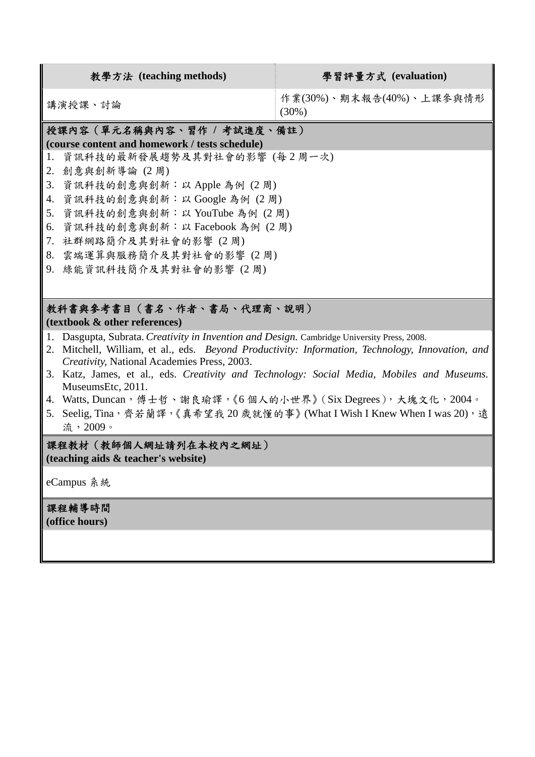| 教學方法 (teaching methods) | 學習評量方式 (evaluation) |
|---|---|
| 講演授課、討論 | 作業(30%)、期末報告(40%)、上課參與情形(30%) |

**授課內容（單元名稱與內容、習作 / 考試進度、備註）**
**(course content and homework / tests schedule)**

1. 資訊科技的最新發展趨勢及其對社會的影響 (每 2 周一次)
2. 創意與創新導論 (2 周)
3. 資訊科技的創意與創新：以 Apple 為例 (2 周)
4. 資訊科技的創意與創新：以 Google 為例 (2 周)
5. 資訊科技的創意與創新：以 YouTube 為例 (2 周)
6. 資訊科技的創意與創新：以 Facebook 為例 (2 周)
7. 社群網路簡介及其對社會的影響 (2 周)
8. 雲端運算與服務簡介及其對社會的影響 (2 周)
9. 綠能資訊科技簡介及其對社會的影響 (2 周)

**教科書與參考書目（書名、作者、書局、代理商、說明）**
**(textbook & other references)**

1. Dasgupta, Subrata. *Creativity in Invention and Design.* Cambridge University Press, 2008.
2. Mitchell, William, et al., eds. *Beyond Productivity: Information, Technology, Innovation, and Creativity,* National Academies Press, 2003.
3. Katz, James, et al., eds. *Creativity and Technology: Social Media, Mobiles and Museums.* MuseumsEtc, 2011.
4. Watts, Duncan，傅士哲、謝良瑜譯，《6 個人的小世界》(Six Degrees)，大塊文化，2004。
5. Seelig, Tina，齊若蘭譯，《真希望我 20 歲就懂的事》(What I Wish I Knew When I was 20)，遠流，2009。

**課程教材（教師個人網址請列在本校內之網址）**
**(teaching aids & teacher's website)**

eCampus 系統

**課程輔導時間**
**(office hours)**